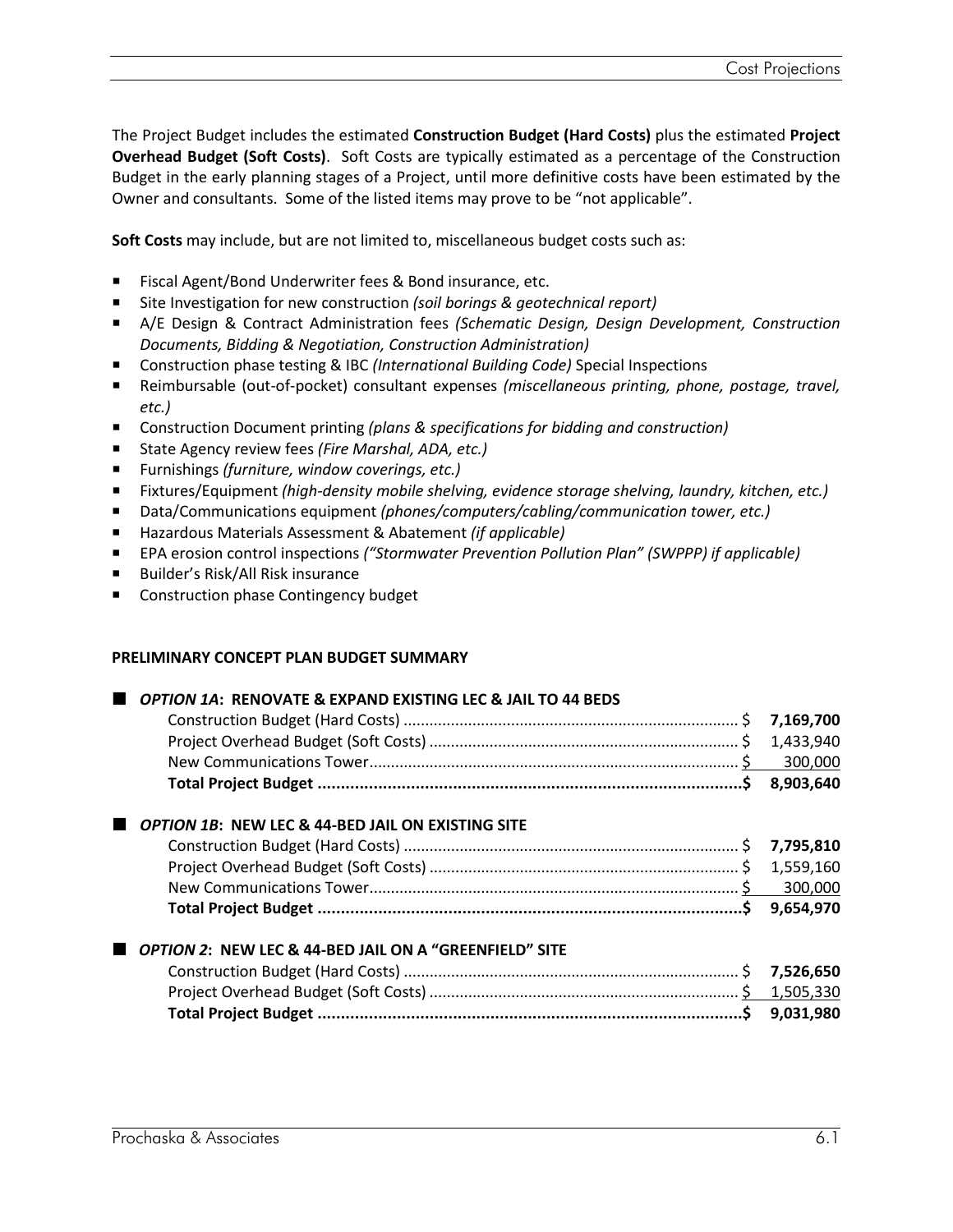The Project Budget includes the estimated **Construction Budget (Hard Costs)** plus the estimated **Project Overhead Budget (Soft Costs)**. Soft Costs are typically estimated as a percentage of the Construction Budget in the early planning stages of a Project, until more definitive costs have been estimated by the Owner and consultants. Some of the listed items may prove to be "not applicable".

**Soft Costs** may include, but are not limited to, miscellaneous budget costs such as:

- Fiscal Agent/Bond Underwriter fees & Bond insurance, etc.
- Site Investigation for new construction *(soil borings & geotechnical report)*
- A/E Design & Contract Administration fees *(Schematic Design, Design Development, Construction Documents, Bidding & Negotiation, Construction Administration)*
- Construction phase testing & IBC *(International Building Code)* Special Inspections
- Reimbursable (out-of-pocket) consultant expenses *(miscellaneous printing, phone, postage, travel, etc.)*
- Construction Document printing *(plans & specifications for bidding and construction)*
- State Agency review fees *(Fire Marshal, ADA, etc.)*
- Furnishings *(furniture, window coverings, etc.)*
- Fixtures/Equipment *(high-density mobile shelving, evidence storage shelving, laundry, kitchen, etc.)*
- Data/Communications equipment *(phones/computers/cabling/communication tower, etc.)*
- Hazardous Materials Assessment & Abatement *(if applicable)*
- EPA erosion control inspections *("Stormwater Prevention Pollution Plan" (SWPPP) if applicable)*
- Builder's Risk/All Risk insurance
- Construction phase Contingency budget

**PRELIMINARY CONCEPT PLAN BUDGET SUMMARY**

■ ***OPTION 1A*: RENOVATE & EXPAND EXISTING LEC & JAIL TO 44 BEDS**

| Item | Amount |
|---|---|
| Construction Budget (Hard Costs) | $ **7,169,700** |
| Project Overhead Budget (Soft Costs) | $ 1,433,940 |
| New Communications Tower | $ 300,000 |
| **Total Project Budget** | **$ 8,903,640** |

■ ***OPTION 1B*: NEW LEC & 44-BED JAIL ON EXISTING SITE**

| Item | Amount |
|---|---|
| Construction Budget (Hard Costs) | $ **7,795,810** |
| Project Overhead Budget (Soft Costs) | $ 1,559,160 |
| New Communications Tower | $ 300,000 |
| **Total Project Budget** | **$ 9,654,970** |

■ ***OPTION 2*: NEW LEC & 44-BED JAIL ON A "GREENFIELD" SITE**

| Item | Amount |
|---|---|
| Construction Budget (Hard Costs) | $ **7,526,650** |
| Project Overhead Budget (Soft Costs) | $ 1,505,330 |
| **Total Project Budget** | **$ 9,031,980** |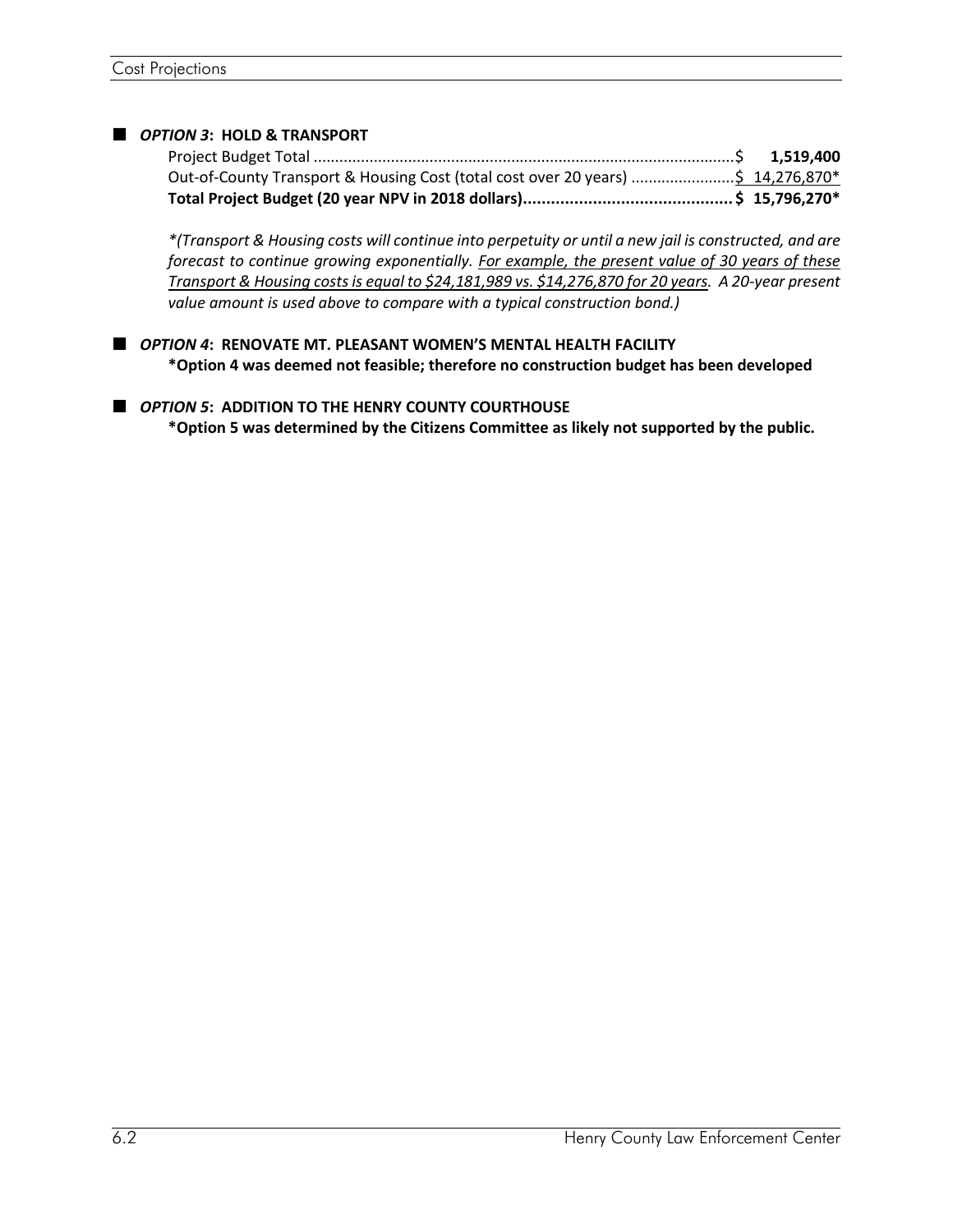- ***OPTION 3*: HOLD & TRANSPORT**

  Project Budget Total ................................................................................................$ **1,519,400**
  Out-of-County Transport & Housing Cost (total cost over 20 years) .......................$ 14,276,870*
  **Total Project Budget (20 year NPV in 2018 dollars).............................................$ 15,796,270***

  *\*(Transport & Housing costs will continue into perpetuity or until a new jail is constructed, and are forecast to continue growing exponentially. For example, the present value of 30 years of these Transport & Housing costs is equal to $24,181,989 vs. $14,276,870 for 20 years. A 20-year present value amount is used above to compare with a typical construction bond.)*

- ***OPTION 4*: RENOVATE MT. PLEASANT WOMEN'S MENTAL HEALTH FACILITY**
  **\*Option 4 was deemed not feasible; therefore no construction budget has been developed**

- ***OPTION 5*: ADDITION TO THE HENRY COUNTY COURTHOUSE**
  **\*Option 5 was determined by the Citizens Committee as likely not supported by the public.**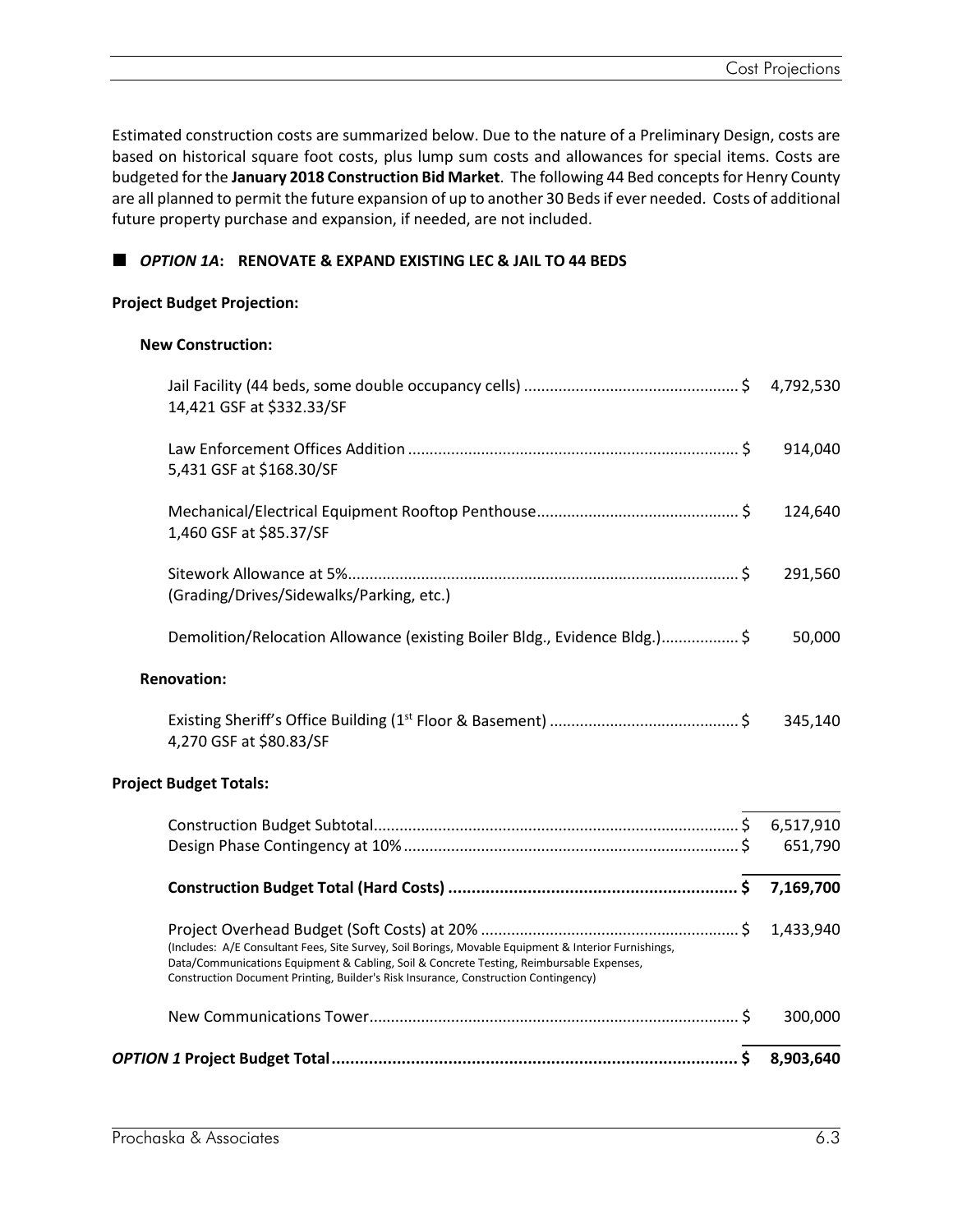Estimated construction costs are summarized below. Due to the nature of a Preliminary Design, costs are based on historical square foot costs, plus lump sum costs and allowances for special items. Costs are budgeted for the **January 2018 Construction Bid Market**. The following 44 Bed concepts for Henry County are all planned to permit the future expansion of up to another 30 Beds if ever needed. Costs of additional future property purchase and expansion, if needed, are not included.

## ■ ***OPTION 1A*: RENOVATE & EXPAND EXISTING LEC & JAIL TO 44 BEDS**

**Project Budget Projection:**

**New Construction:**

| Item | | Amount |
|---|---|---|
| Jail Facility (44 beds, some double occupancy cells)<br>14,421 GSF at $332.33/SF | $ | 4,792,530 |
| Law Enforcement Offices Addition<br>5,431 GSF at $168.30/SF | $ | 914,040 |
| Mechanical/Electrical Equipment Rooftop Penthouse<br>1,460 GSF at $85.37/SF | $ | 124,640 |
| Sitework Allowance at 5%<br>(Grading/Drives/Sidewalks/Parking, etc.) | $ | 291,560 |
| Demolition/Relocation Allowance (existing Boiler Bldg., Evidence Bldg.) | $ | 50,000 |

**Renovation:**

| Item | | Amount |
|---|---|---|
| Existing Sheriff's Office Building (1st Floor & Basement)<br>4,270 GSF at $80.83/SF | $ | 345,140 |

**Project Budget Totals:**

| Item | | Amount |
|---|---|---|
| Construction Budget Subtotal | $ | 6,517,910 |
| Design Phase Contingency at 10% | $ | 651,790 |
| **Construction Budget Total (Hard Costs)** | **$** | **7,169,700** |
| Project Overhead Budget (Soft Costs) at 20%<br>(Includes: A/E Consultant Fees, Site Survey, Soil Borings, Movable Equipment & Interior Furnishings, Data/Communications Equipment & Cabling, Soil & Concrete Testing, Reimbursable Expenses, Construction Document Printing, Builder's Risk Insurance, Construction Contingency) | $ | 1,433,940 |
| New Communications Tower | $ | 300,000 |
| ***OPTION 1* Project Budget Total** | **$** | **8,903,640** |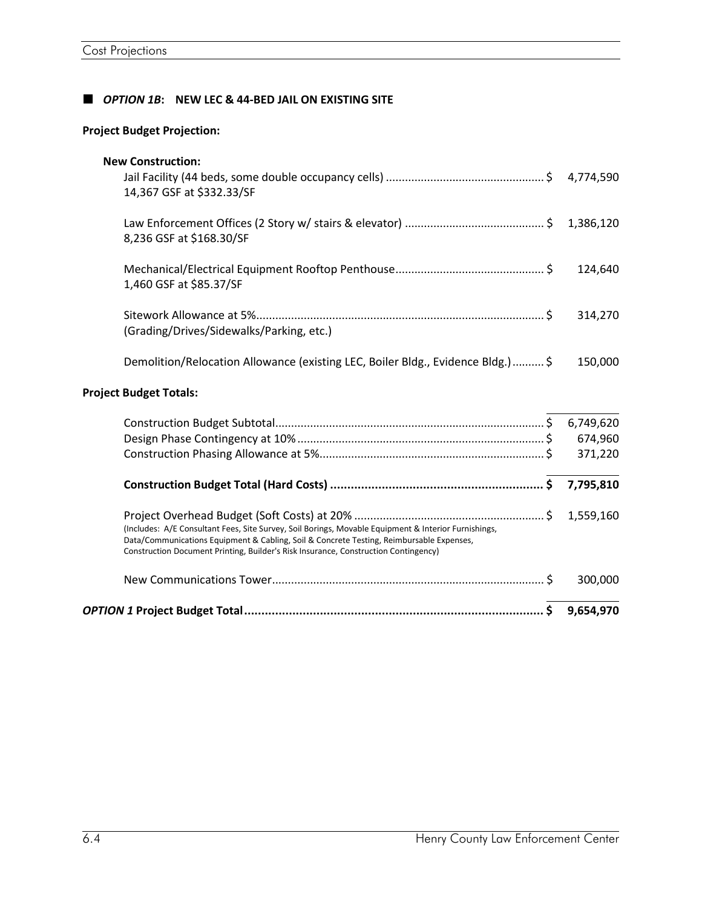## ■ *OPTION 1B*: NEW LEC & 44-BED JAIL ON EXISTING SITE

**Project Budget Projection:**

**New Construction:**

| Item | | Amount |
|---|---|---|
| Jail Facility (44 beds, some double occupancy cells)<br>14,367 GSF at $332.33/SF | $ | 4,774,590 |
| Law Enforcement Offices (2 Story w/ stairs & elevator)<br>8,236 GSF at $168.30/SF | $ | 1,386,120 |
| Mechanical/Electrical Equipment Rooftop Penthouse<br>1,460 GSF at $85.37/SF | $ | 124,640 |
| Sitework Allowance at 5%<br>(Grading/Drives/Sidewalks/Parking, etc.) | $ | 314,270 |
| Demolition/Relocation Allowance (existing LEC, Boiler Bldg., Evidence Bldg.) | $ | 150,000 |

**Project Budget Totals:**

| Item | | Amount |
|---|---|---|
| Construction Budget Subtotal | $ | 6,749,620 |
| Design Phase Contingency at 10% | $ | 674,960 |
| Construction Phasing Allowance at 5% | $ | 371,220 |
| **Construction Budget Total (Hard Costs)** | **$** | **7,795,810** |
| Project Overhead Budget (Soft Costs) at 20%<br>(Includes: A/E Consultant Fees, Site Survey, Soil Borings, Movable Equipment & Interior Furnishings, Data/Communications Equipment & Cabling, Soil & Concrete Testing, Reimbursable Expenses, Construction Document Printing, Builder's Risk Insurance, Construction Contingency) | $ | 1,559,160 |
| New Communications Tower | $ | 300,000 |
| ***OPTION 1* Project Budget Total** | **$** | **9,654,970** |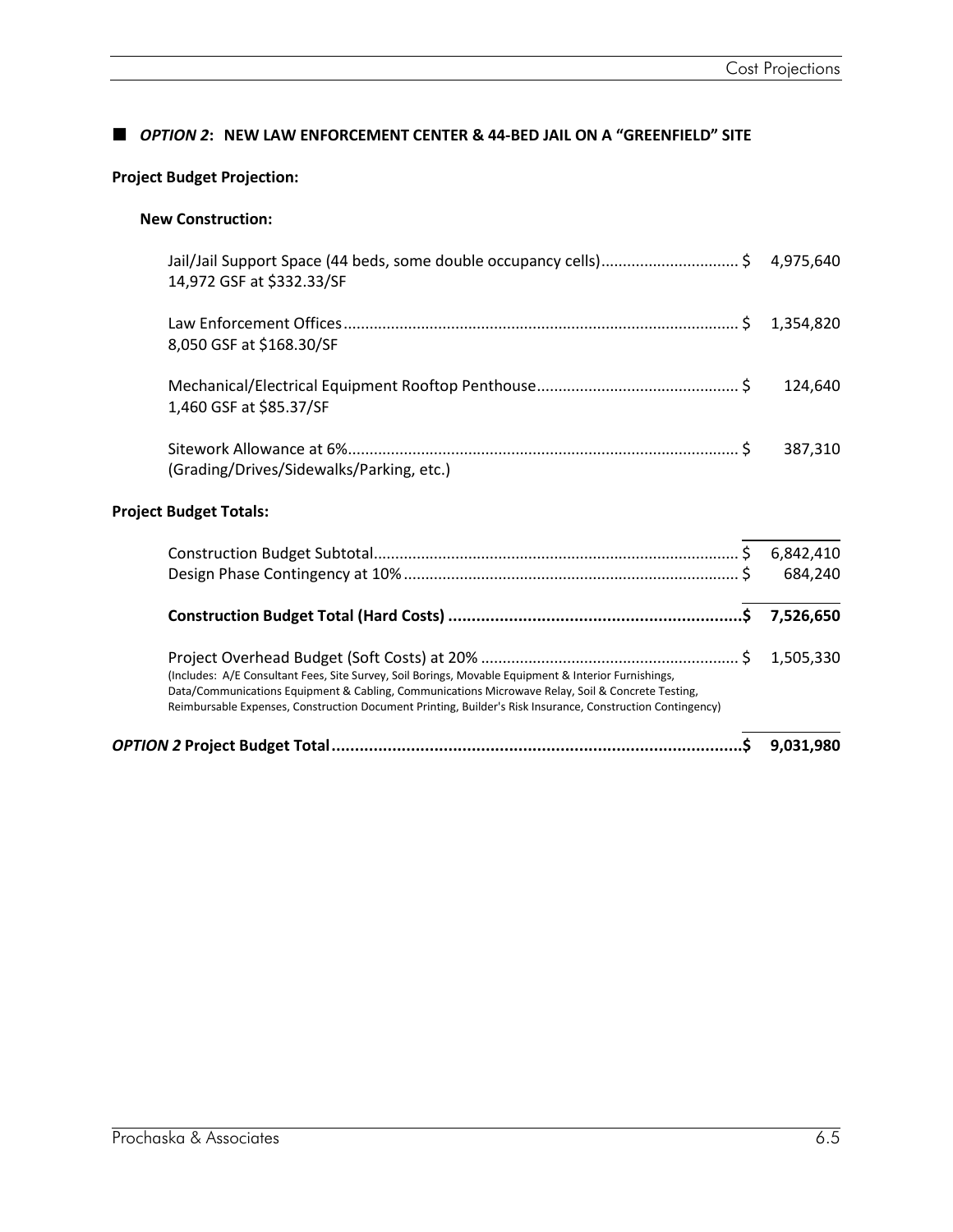## ■ *OPTION 2*: NEW LAW ENFORCEMENT CENTER & 44-BED JAIL ON A "GREENFIELD" SITE

**Project Budget Projection:**

**New Construction:**

| Item | | Amount |
|---|---|---|
| Jail/Jail Support Space (44 beds, some double occupancy cells)<br>14,972 GSF at $332.33/SF | $ | 4,975,640 |
| Law Enforcement Offices<br>8,050 GSF at $168.30/SF | $ | 1,354,820 |
| Mechanical/Electrical Equipment Rooftop Penthouse<br>1,460 GSF at $85.37/SF | $ | 124,640 |
| Sitework Allowance at 6%<br>(Grading/Drives/Sidewalks/Parking, etc.) | $ | 387,310 |

**Project Budget Totals:**

| Item | | Amount |
|---|---|---|
| Construction Budget Subtotal | $ | 6,842,410 |
| Design Phase Contingency at 10% | $ | 684,240 |
| **Construction Budget Total (Hard Costs)** | **$** | **7,526,650** |
| Project Overhead Budget (Soft Costs) at 20%<br>(Includes: A/E Consultant Fees, Site Survey, Soil Borings, Movable Equipment & Interior Furnishings, Data/Communications Equipment & Cabling, Communications Microwave Relay, Soil & Concrete Testing, Reimbursable Expenses, Construction Document Printing, Builder's Risk Insurance, Construction Contingency) | $ | 1,505,330 |
| ***OPTION 2* Project Budget Total** | **$** | **9,031,980** |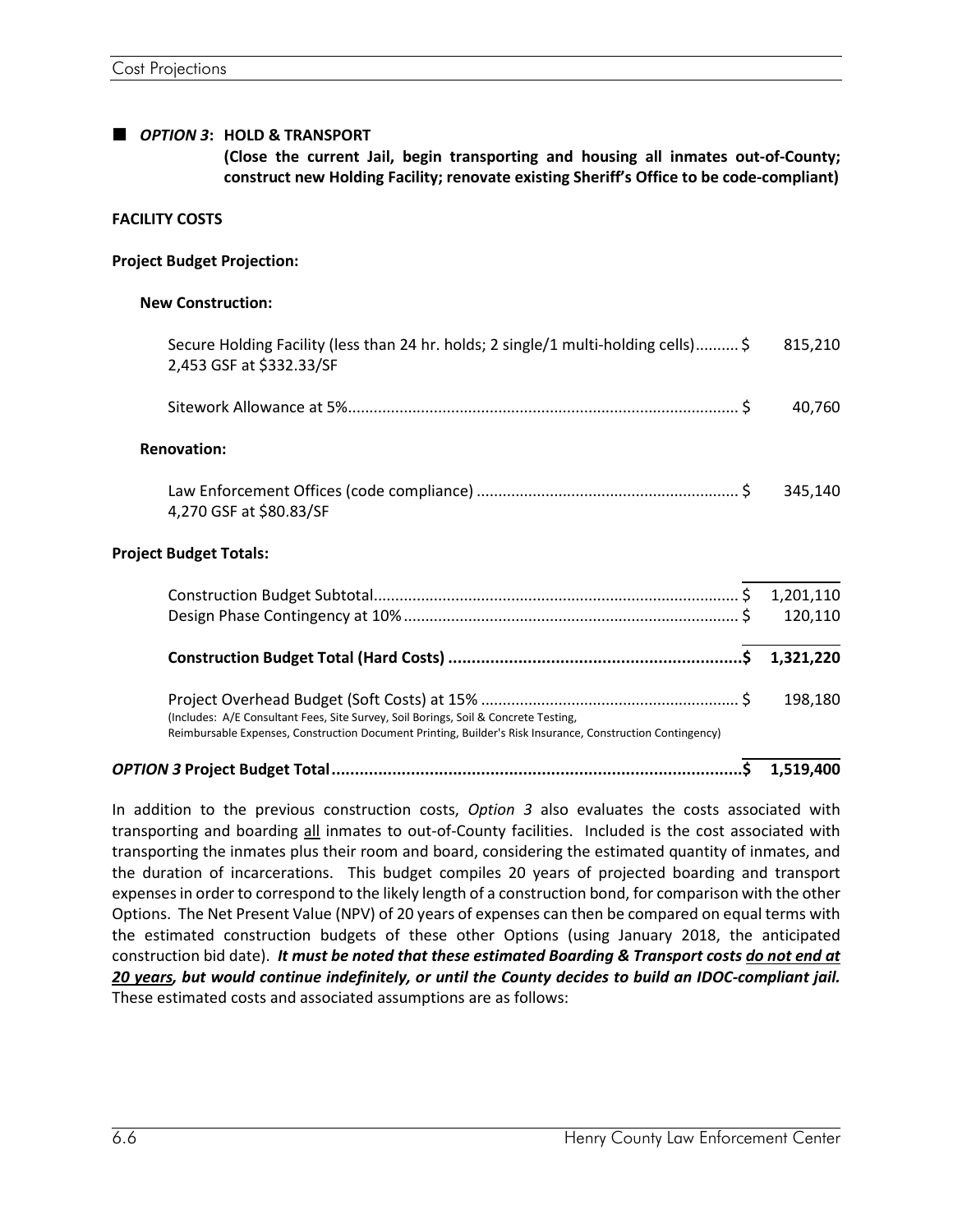■ ***OPTION 3*: HOLD & TRANSPORT**

**(Close the current Jail, begin transporting and housing all inmates out-of-County; construct new Holding Facility; renovate existing Sheriff's Office to be code-compliant)**

**FACILITY COSTS**

**Project Budget Projection:**

**New Construction:**

| | | |
|---|---|---|
| Secure Holding Facility (less than 24 hr. holds; 2 single/1 multi-holding cells)<br>2,453 GSF at $332.33/SF | $ | 815,210 |
| Sitework Allowance at 5% | $ | 40,760 |

**Renovation:**

| | | |
|---|---|---|
| Law Enforcement Offices (code compliance)<br>4,270 GSF at $80.83/SF | $ | 345,140 |

**Project Budget Totals:**

| | | |
|---|---|---|
| Construction Budget Subtotal | $ | 1,201,110 |
| Design Phase Contingency at 10% | $ | 120,110 |
| **Construction Budget Total (Hard Costs)** | **$** | **1,321,220** |
| Project Overhead Budget (Soft Costs) at 15%<br>(Includes: A/E Consultant Fees, Site Survey, Soil Borings, Soil & Concrete Testing, Reimbursable Expenses, Construction Document Printing, Builder's Risk Insurance, Construction Contingency) | $ | 198,180 |
| ***OPTION 3* Project Budget Total** | **$** | **1,519,400** |

In addition to the previous construction costs, *Option 3* also evaluates the costs associated with transporting and boarding all inmates to out-of-County facilities. Included is the cost associated with transporting the inmates plus their room and board, considering the estimated quantity of inmates, and the duration of incarcerations. This budget compiles 20 years of projected boarding and transport expenses in order to correspond to the likely length of a construction bond, for comparison with the other Options. The Net Present Value (NPV) of 20 years of expenses can then be compared on equal terms with the estimated construction budgets of these other Options (using January 2018, the anticipated construction bid date). ***It must be noted that these estimated Boarding & Transport costs do not end at 20 years, but would continue indefinitely, or until the County decides to build an IDOC-compliant jail.*** These estimated costs and associated assumptions are as follows: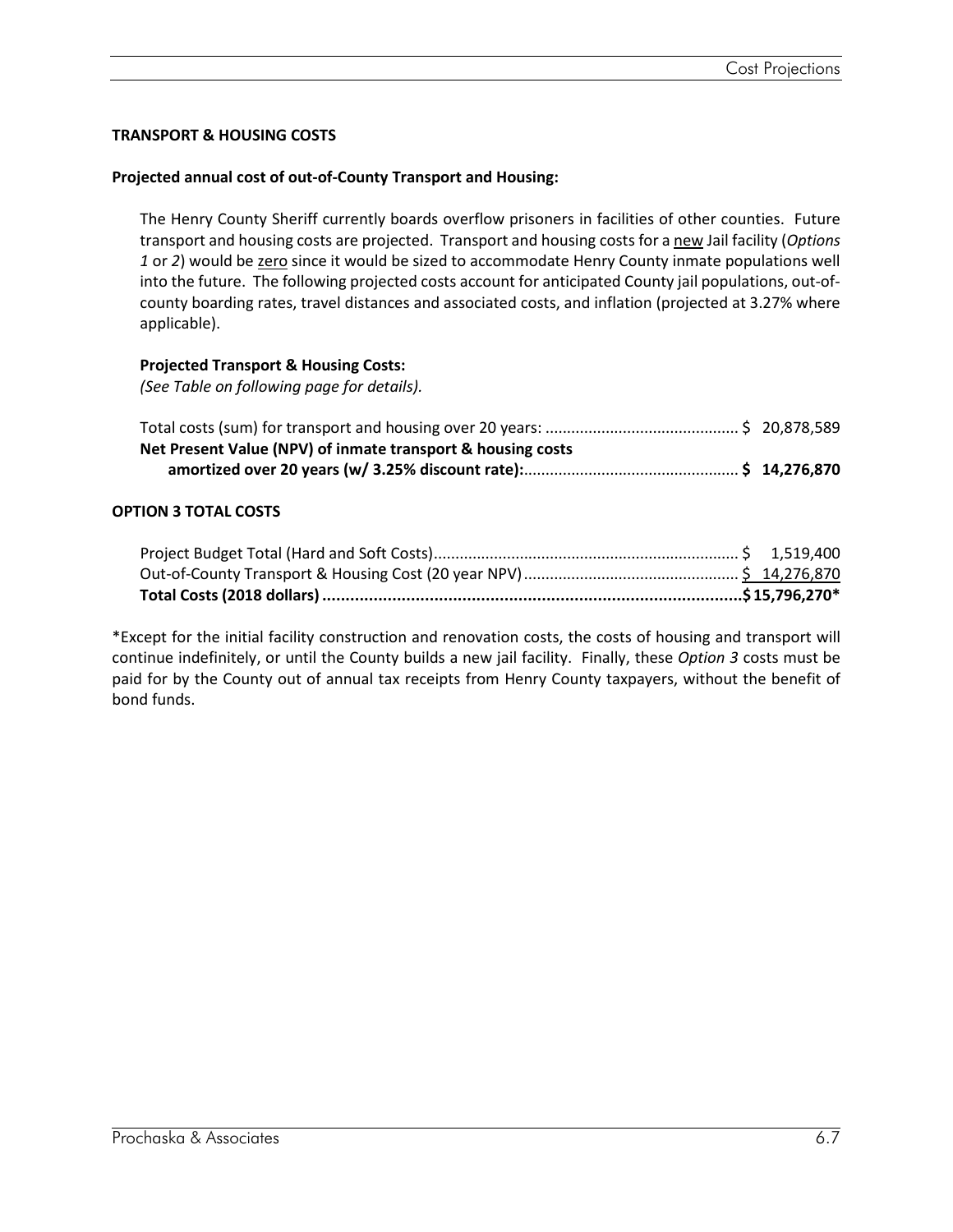### TRANSPORT & HOUSING COSTS

**Projected annual cost of out-of-County Transport and Housing:**

The Henry County Sheriff currently boards overflow prisoners in facilities of other counties. Future transport and housing costs are projected. Transport and housing costs for a new Jail facility (*Options 1* or *2*) would be zero since it would be sized to accommodate Henry County inmate populations well into the future. The following projected costs account for anticipated County jail populations, out-of-county boarding rates, travel distances and associated costs, and inflation (projected at 3.27% where applicable).

**Projected Transport & Housing Costs:**
*(See Table on following page for details).*

| | |
|---|---|
| Total costs (sum) for transport and housing over 20 years: | $ 20,878,589 |
| **Net Present Value (NPV) of inmate transport & housing costs amortized over 20 years (w/ 3.25% discount rate):** | **$ 14,276,870** |

### OPTION 3 TOTAL COSTS

| | |
|---|---|
| Project Budget Total (Hard and Soft Costs) | $ 1,519,400 |
| Out-of-County Transport & Housing Cost (20 year NPV) | $ 14,276,870 |
| **Total Costs (2018 dollars)** | **$ 15,796,270*** |

*Except for the initial facility construction and renovation costs, the costs of housing and transport will continue indefinitely, or until the County builds a new jail facility. Finally, these *Option 3* costs must be paid for by the County out of annual tax receipts from Henry County taxpayers, without the benefit of bond funds.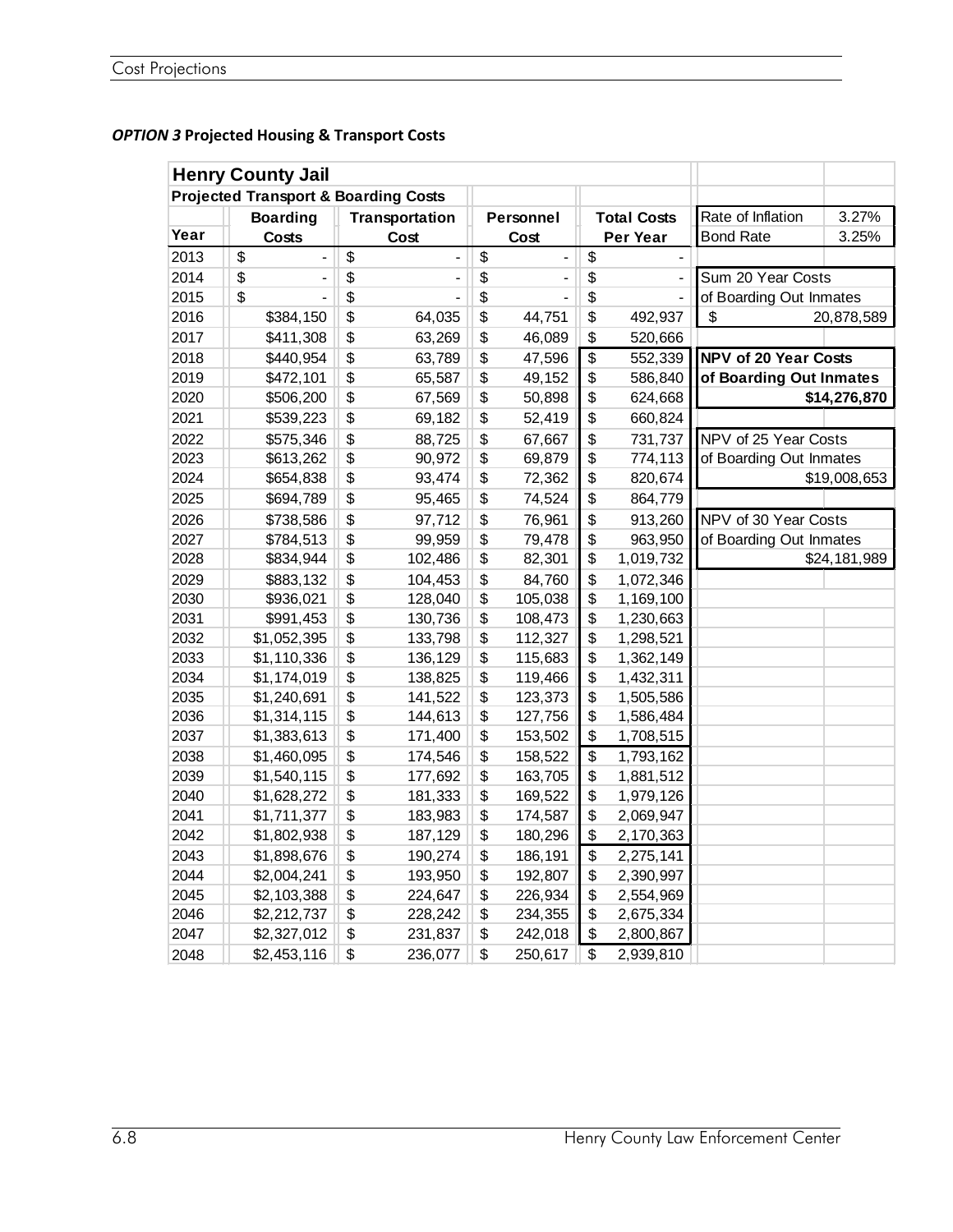***OPTION 3*** **Projected Housing & Transport Costs**

| **Henry County Jail** | | | | | | |
|---|---|---|---|---|---|---|
| **Projected Transport & Boarding Costs** | | | | | | |
| **Year** | **Boarding Costs** | **Transportation Cost** | **Personnel Cost** | **Total Costs Per Year** | Rate of Inflation | 3.27% |
| | | | | | Bond Rate | 3.25% |
| 2013 | $ - | $ - | $ - | $ - | | |
| 2014 | $ - | $ - | $ - | $ - | Sum 20 Year Costs of Boarding Out Inmates | |
| 2015 | $ - | $ - | $ - | $ - | | |
| 2016 | $384,150 | $ 64,035 | $ 44,751 | $ 492,937 | $ 20,878,589 | |
| 2017 | $411,308 | $ 63,269 | $ 46,089 | $ 520,666 | | |
| 2018 | $440,954 | $ 63,789 | $ 47,596 | $ 552,339 | **NPV of 20 Year Costs of Boarding Out Inmates** | |
| 2019 | $472,101 | $ 65,587 | $ 49,152 | $ 586,840 | | |
| 2020 | $506,200 | $ 67,569 | $ 50,898 | $ 624,668 | **$14,276,870** | |
| 2021 | $539,223 | $ 69,182 | $ 52,419 | $ 660,824 | | |
| 2022 | $575,346 | $ 88,725 | $ 67,667 | $ 731,737 | NPV of 25 Year Costs of Boarding Out Inmates | |
| 2023 | $613,262 | $ 90,972 | $ 69,879 | $ 774,113 | | |
| 2024 | $654,838 | $ 93,474 | $ 72,362 | $ 820,674 | $19,008,653 | |
| 2025 | $694,789 | $ 95,465 | $ 74,524 | $ 864,779 | | |
| 2026 | $738,586 | $ 97,712 | $ 76,961 | $ 913,260 | NPV of 30 Year Costs of Boarding Out Inmates | |
| 2027 | $784,513 | $ 99,959 | $ 79,478 | $ 963,950 | | |
| 2028 | $834,944 | $ 102,486 | $ 82,301 | $ 1,019,732 | $24,181,989 | |
| 2029 | $883,132 | $ 104,453 | $ 84,760 | $ 1,072,346 | | |
| 2030 | $936,021 | $ 128,040 | $ 105,038 | $ 1,169,100 | | |
| 2031 | $991,453 | $ 130,736 | $ 108,473 | $ 1,230,663 | | |
| 2032 | $1,052,395 | $ 133,798 | $ 112,327 | $ 1,298,521 | | |
| 2033 | $1,110,336 | $ 136,129 | $ 115,683 | $ 1,362,149 | | |
| 2034 | $1,174,019 | $ 138,825 | $ 119,466 | $ 1,432,311 | | |
| 2035 | $1,240,691 | $ 141,522 | $ 123,373 | $ 1,505,586 | | |
| 2036 | $1,314,115 | $ 144,613 | $ 127,756 | $ 1,586,484 | | |
| 2037 | $1,383,613 | $ 171,400 | $ 153,502 | $ 1,708,515 | | |
| 2038 | $1,460,095 | $ 174,546 | $ 158,522 | $ 1,793,162 | | |
| 2039 | $1,540,115 | $ 177,692 | $ 163,705 | $ 1,881,512 | | |
| 2040 | $1,628,272 | $ 181,333 | $ 169,522 | $ 1,979,126 | | |
| 2041 | $1,711,377 | $ 183,983 | $ 174,587 | $ 2,069,947 | | |
| 2042 | $1,802,938 | $ 187,129 | $ 180,296 | $ 2,170,363 | | |
| 2043 | $1,898,676 | $ 190,274 | $ 186,191 | $ 2,275,141 | | |
| 2044 | $2,004,241 | $ 193,950 | $ 192,807 | $ 2,390,997 | | |
| 2045 | $2,103,388 | $ 224,647 | $ 226,934 | $ 2,554,969 | | |
| 2046 | $2,212,737 | $ 228,242 | $ 234,355 | $ 2,675,334 | | |
| 2047 | $2,327,012 | $ 231,837 | $ 242,018 | $ 2,800,867 | | |
| 2048 | $2,453,116 | $ 236,077 | $ 250,617 | $ 2,939,810 | | |